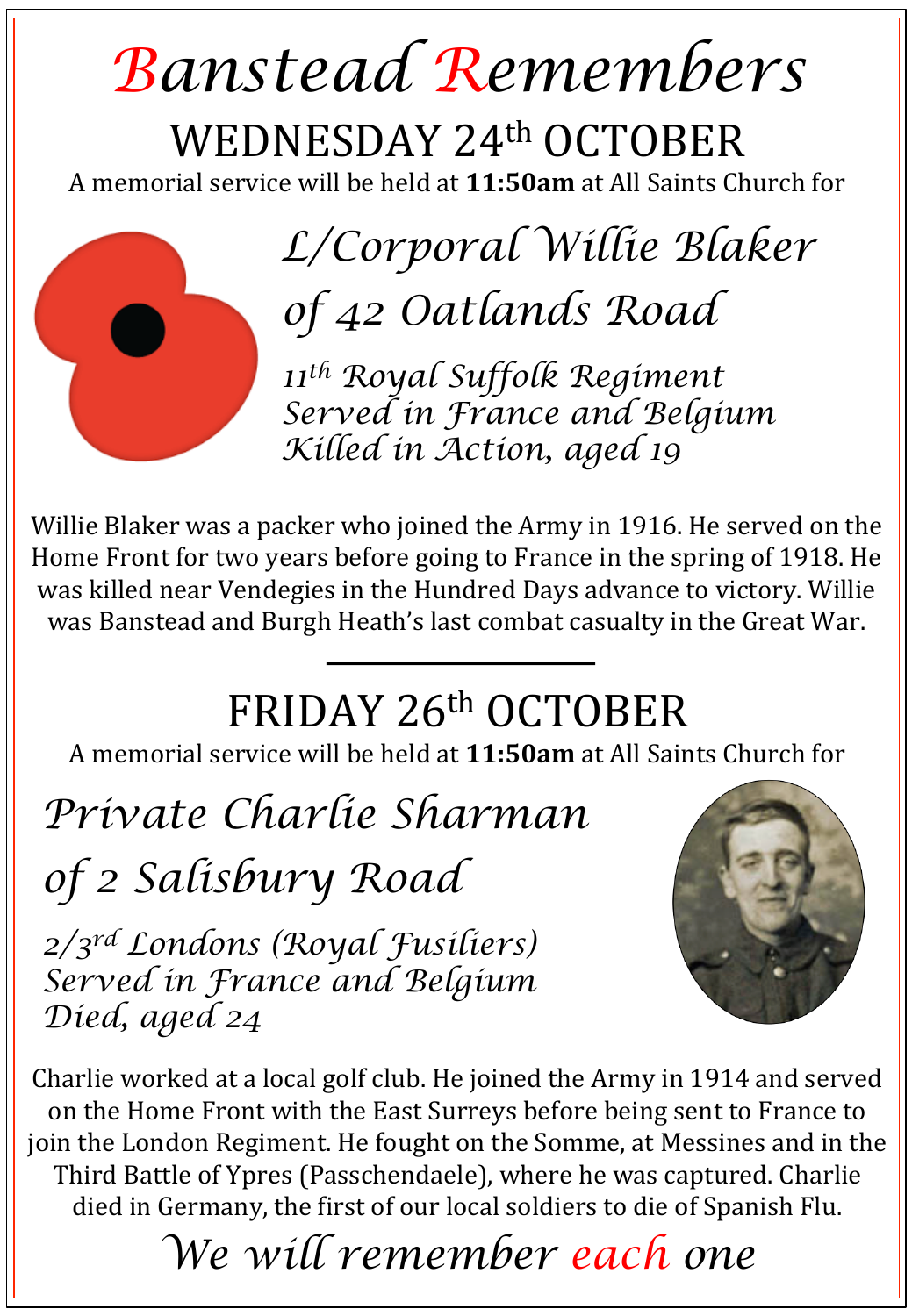# Banstead Remembers

## WEDNESDAY 24th OCTOBER

A memorial service will be held at **11:50am** at All Saints Church for

### *L/Corporal Willie Blaker*
### *of 42 Oatlands Road*

*11th Royal Suffolk Regiment*
*Served in France and Belgium*
*Killed in Action, aged 19*

Willie Blaker was a packer who joined the Army in 1916. He served on the Home Front for two years before going to France in the spring of 1918. He was killed near Vendegies in the Hundred Days advance to victory. Willie was Banstead and Burgh Heath's last combat casualty in the Great War.

---

## FRIDAY 26th OCTOBER

A memorial service will be held at **11:50am** at All Saints Church for

### *Private Charlie Sharman*
### *of 2 Salisbury Road*

*2/3rd Londons (Royal Fusiliers)*
*Served in France and Belgium*
*Died, aged 24*

Charlie worked at a local golf club. He joined the Army in 1914 and served on the Home Front with the East Surreys before being sent to France to join the London Regiment. He fought on the Somme, at Messines and in the Third Battle of Ypres (Passchendaele), where he was captured. Charlie died in Germany, the first of our local soldiers to die of Spanish Flu.

*We will remember each one*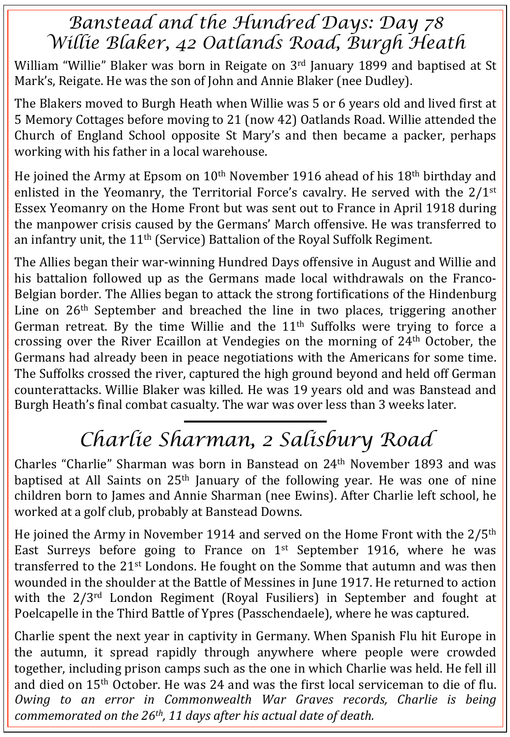# Banstead and the Hundred Days: Day 78
# Willie Blaker, 42 Oatlands Road, Burgh Heath

William "Willie" Blaker was born in Reigate on 3rd January 1899 and baptised at St Mark's, Reigate. He was the son of John and Annie Blaker (nee Dudley).

The Blakers moved to Burgh Heath when Willie was 5 or 6 years old and lived first at 5 Memory Cottages before moving to 21 (now 42) Oatlands Road. Willie attended the Church of England School opposite St Mary's and then became a packer, perhaps working with his father in a local warehouse.

He joined the Army at Epsom on 10th November 1916 ahead of his 18th birthday and enlisted in the Yeomanry, the Territorial Force's cavalry. He served with the 2/1st Essex Yeomanry on the Home Front but was sent out to France in April 1918 during the manpower crisis caused by the Germans' March offensive. He was transferred to an infantry unit, the 11th (Service) Battalion of the Royal Suffolk Regiment.

The Allies began their war-winning Hundred Days offensive in August and Willie and his battalion followed up as the Germans made local withdrawals on the Franco-Belgian border. The Allies began to attack the strong fortifications of the Hindenburg Line on 26th September and breached the line in two places, triggering another German retreat. By the time Willie and the 11th Suffolks were trying to force a crossing over the River Ecaillon at Vendegies on the morning of 24th October, the Germans had already been in peace negotiations with the Americans for some time. The Suffolks crossed the river, captured the high ground beyond and held off German counterattacks. Willie Blaker was killed. He was 19 years old and was Banstead and Burgh Heath's final combat casualty. The war was over less than 3 weeks later.

---

# Charlie Sharman, 2 Salisbury Road

Charles "Charlie" Sharman was born in Banstead on 24th November 1893 and was baptised at All Saints on 25th January of the following year. He was one of nine children born to James and Annie Sharman (nee Ewins). After Charlie left school, he worked at a golf club, probably at Banstead Downs.

He joined the Army in November 1914 and served on the Home Front with the 2/5th East Surreys before going to France on 1st September 1916, where he was transferred to the 21st Londons. He fought on the Somme that autumn and was then wounded in the shoulder at the Battle of Messines in June 1917. He returned to action with the 2/3rd London Regiment (Royal Fusiliers) in September and fought at Poelcapelle in the Third Battle of Ypres (Passchendaele), where he was captured.

Charlie spent the next year in captivity in Germany. When Spanish Flu hit Europe in the autumn, it spread rapidly through anywhere where people were crowded together, including prison camps such as the one in which Charlie was held. He fell ill and died on 15th October. He was 24 and was the first local serviceman to die of flu. *Owing to an error in Commonwealth War Graves records, Charlie is being commemorated on the 26th, 11 days after his actual date of death.*